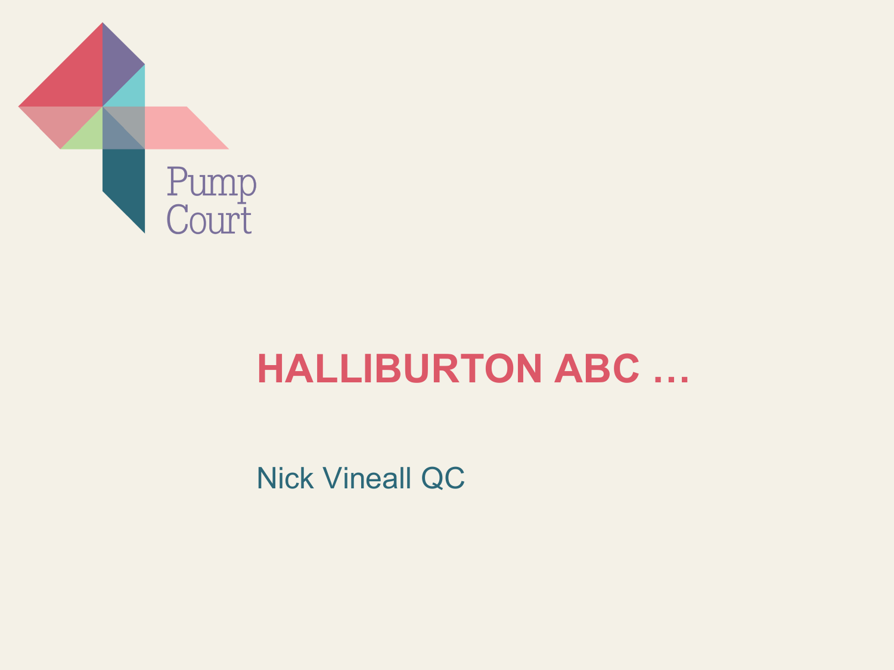Pump Court

# HALLIBURTON ABC …

Nick Vineall QC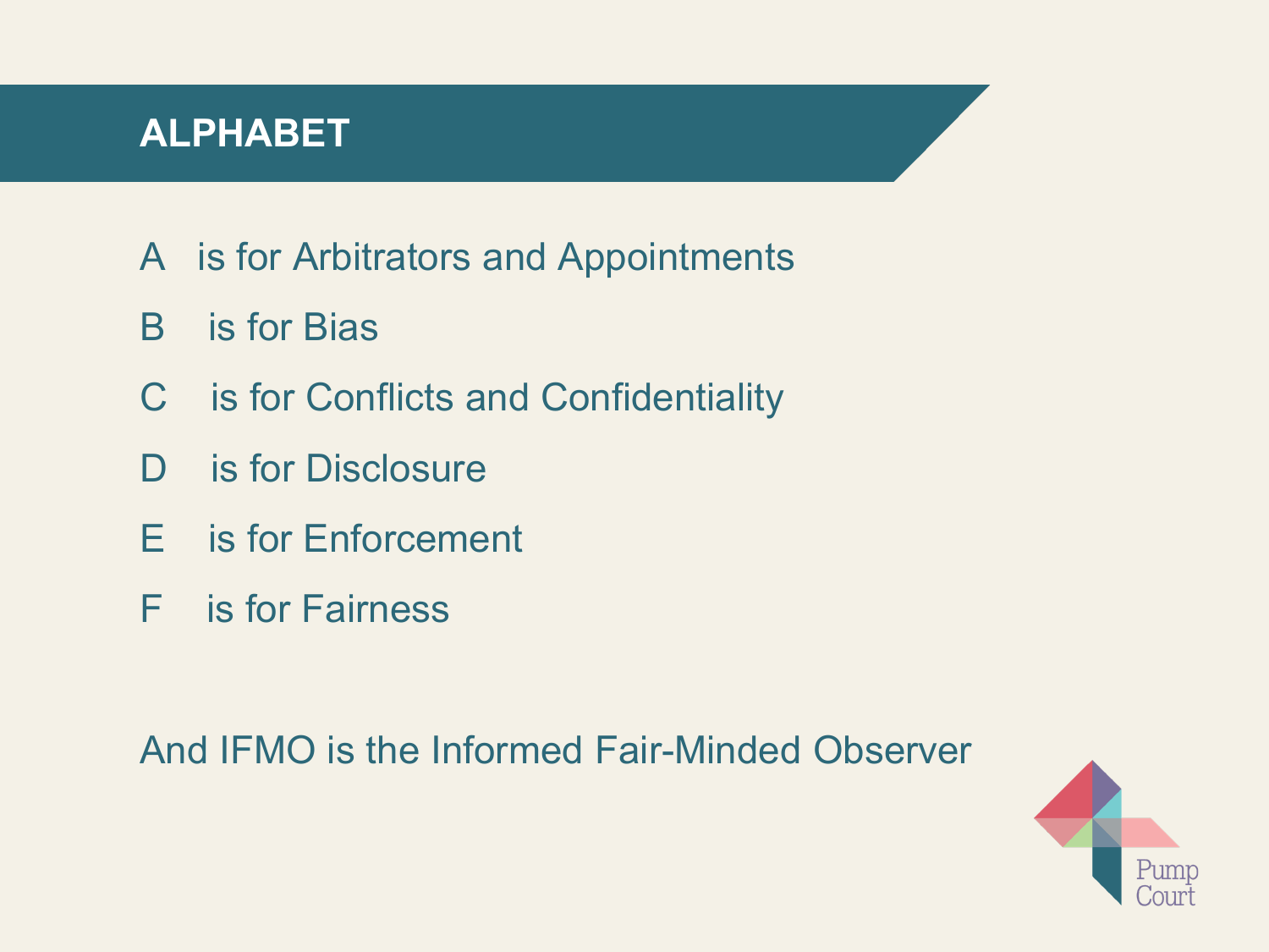# ALPHABET

A is for Arbitrators and Appointments

B is for Bias

C is for Conflicts and Confidentiality

D is for Disclosure

E is for Enforcement

F is for Fairness

And IFMO is the Informed Fair-Minded Observer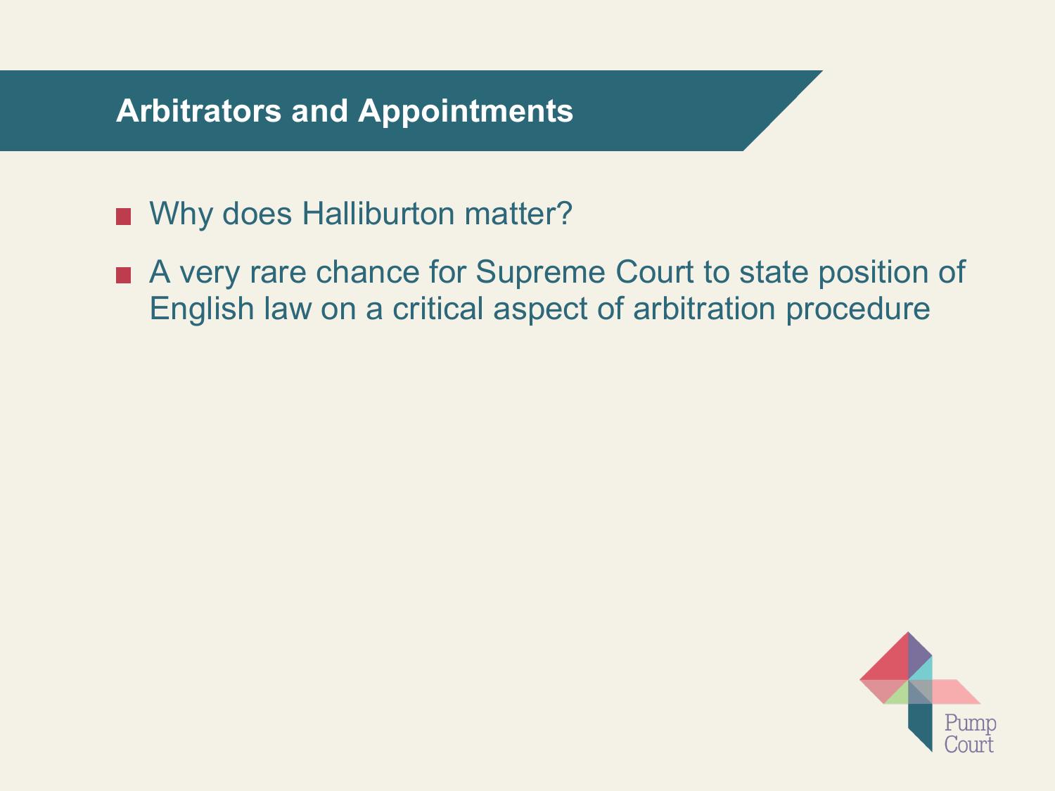## Arbitrators and Appointments

- Why does Halliburton matter?
- A very rare chance for Supreme Court to state position of English law on a critical aspect of arbitration procedure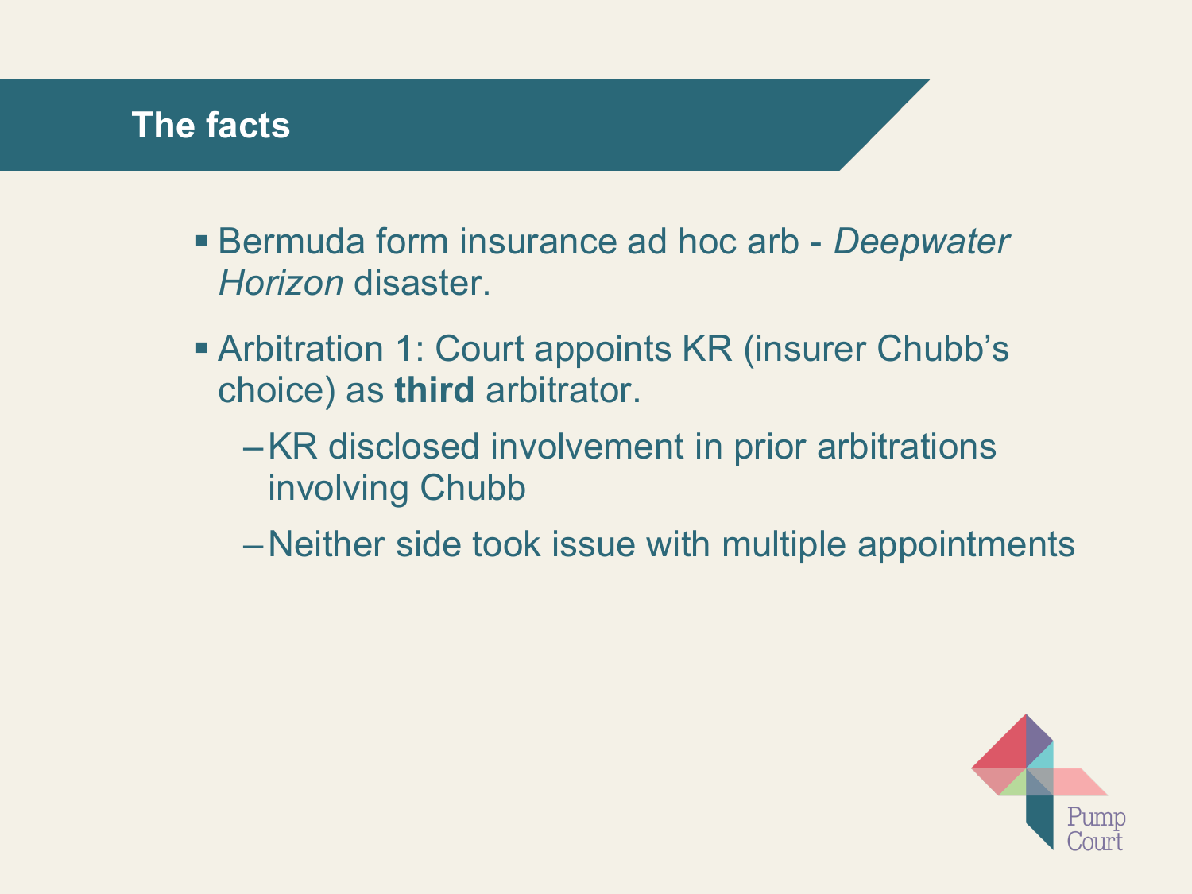## The facts

- Bermuda form insurance ad hoc arb - *Deepwater Horizon* disaster.
- Arbitration 1: Court appoints KR (insurer Chubb's choice) as **third** arbitrator.
  - KR disclosed involvement in prior arbitrations involving Chubb
  - Neither side took issue with multiple appointments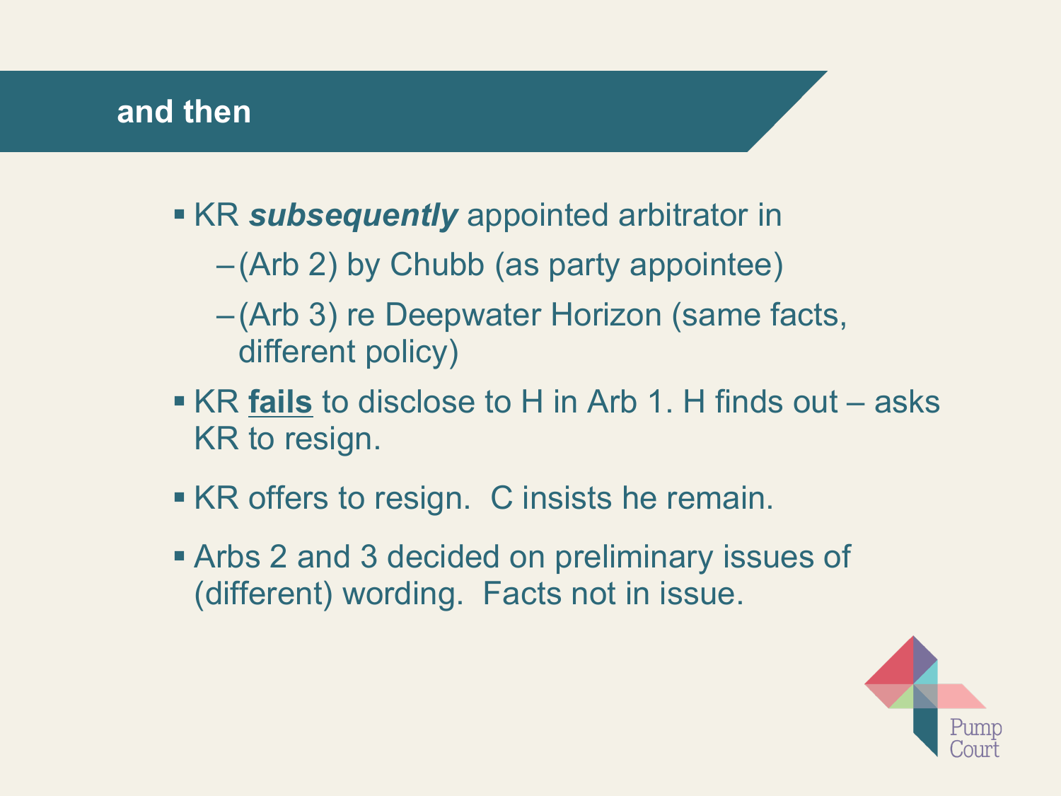## and then

- KR ***subsequently*** appointed arbitrator in
  - (Arb 2) by Chubb (as party appointee)
  - (Arb 3) re Deepwater Horizon (same facts, different policy)
- KR **<u>fails</u>** to disclose to H in Arb 1. H finds out – asks KR to resign.
- KR offers to resign. C insists he remain.
- Arbs 2 and 3 decided on preliminary issues of (different) wording. Facts not in issue.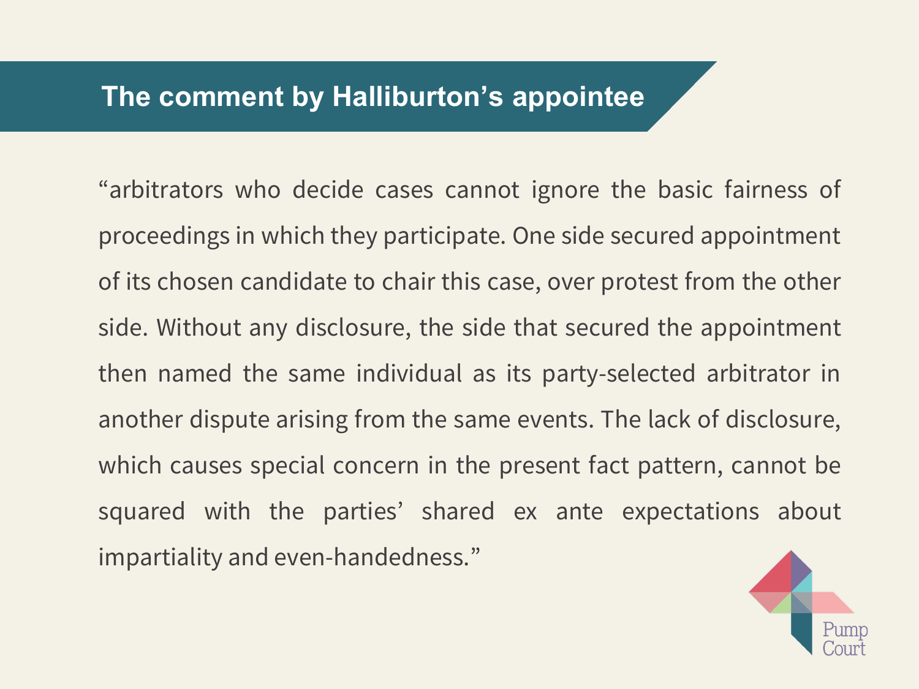## The comment by Halliburton's appointee

"arbitrators who decide cases cannot ignore the basic fairness of proceedings in which they participate. One side secured appointment of its chosen candidate to chair this case, over protest from the other side. Without any disclosure, the side that secured the appointment then named the same individual as its party-selected arbitrator in another dispute arising from the same events. The lack of disclosure, which causes special concern in the present fact pattern, cannot be squared with the parties' shared ex ante expectations about impartiality and even-handedness."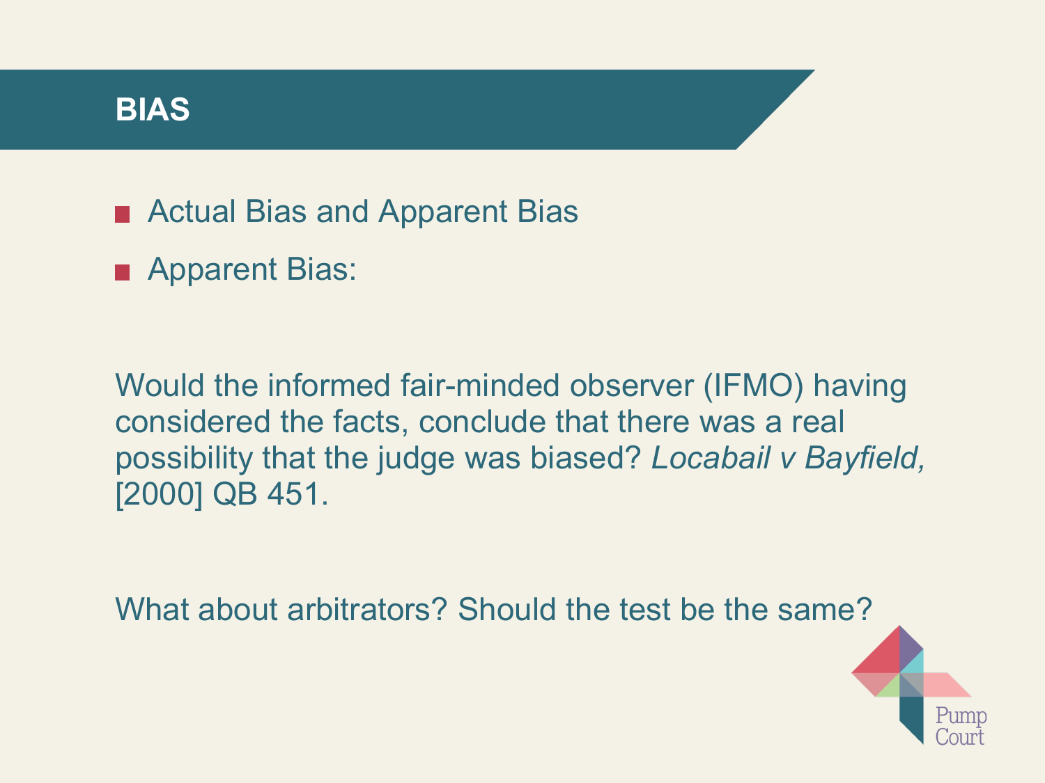# BIAS

- Actual Bias and Apparent Bias
- Apparent Bias:

Would the informed fair-minded observer (IFMO) having considered the facts, conclude that there was a real possibility that the judge was biased? *Locabail v Bayfield,* [2000] QB 451.

What about arbitrators? Should the test be the same?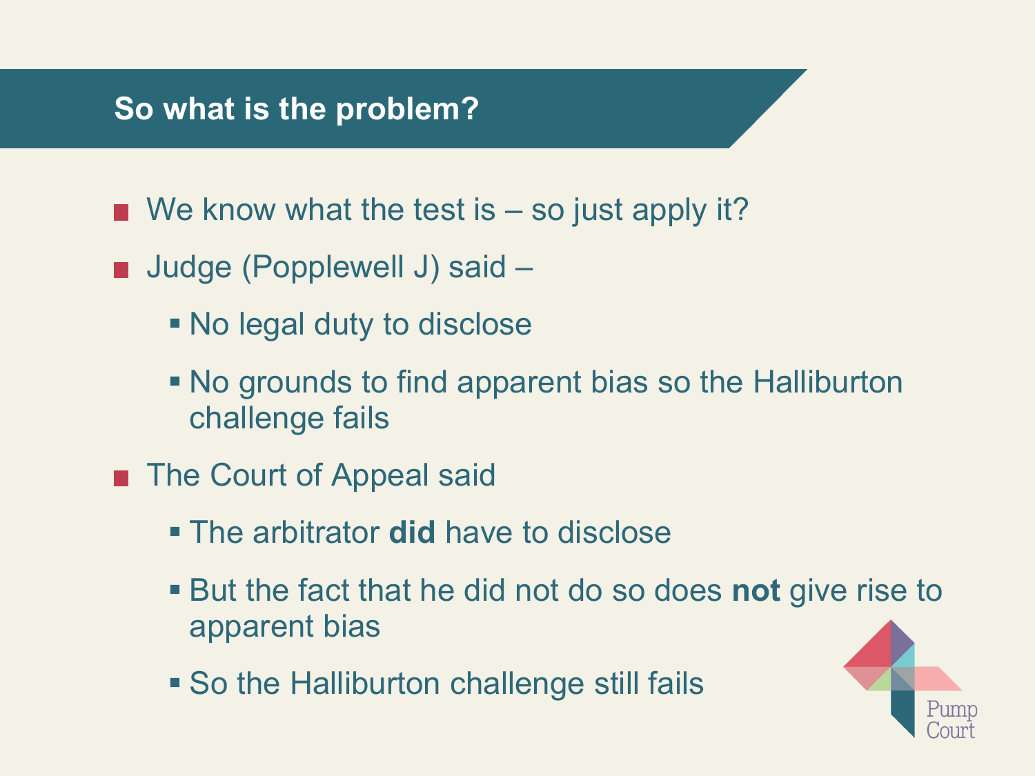## So what is the problem?

- We know what the test is – so just apply it?
- Judge (Popplewell J) said –
  - No legal duty to disclose
  - No grounds to find apparent bias so the Halliburton challenge fails
- The Court of Appeal said
  - The arbitrator **did** have to disclose
  - But the fact that he did not do so does **not** give rise to apparent bias
  - So the Halliburton challenge still fails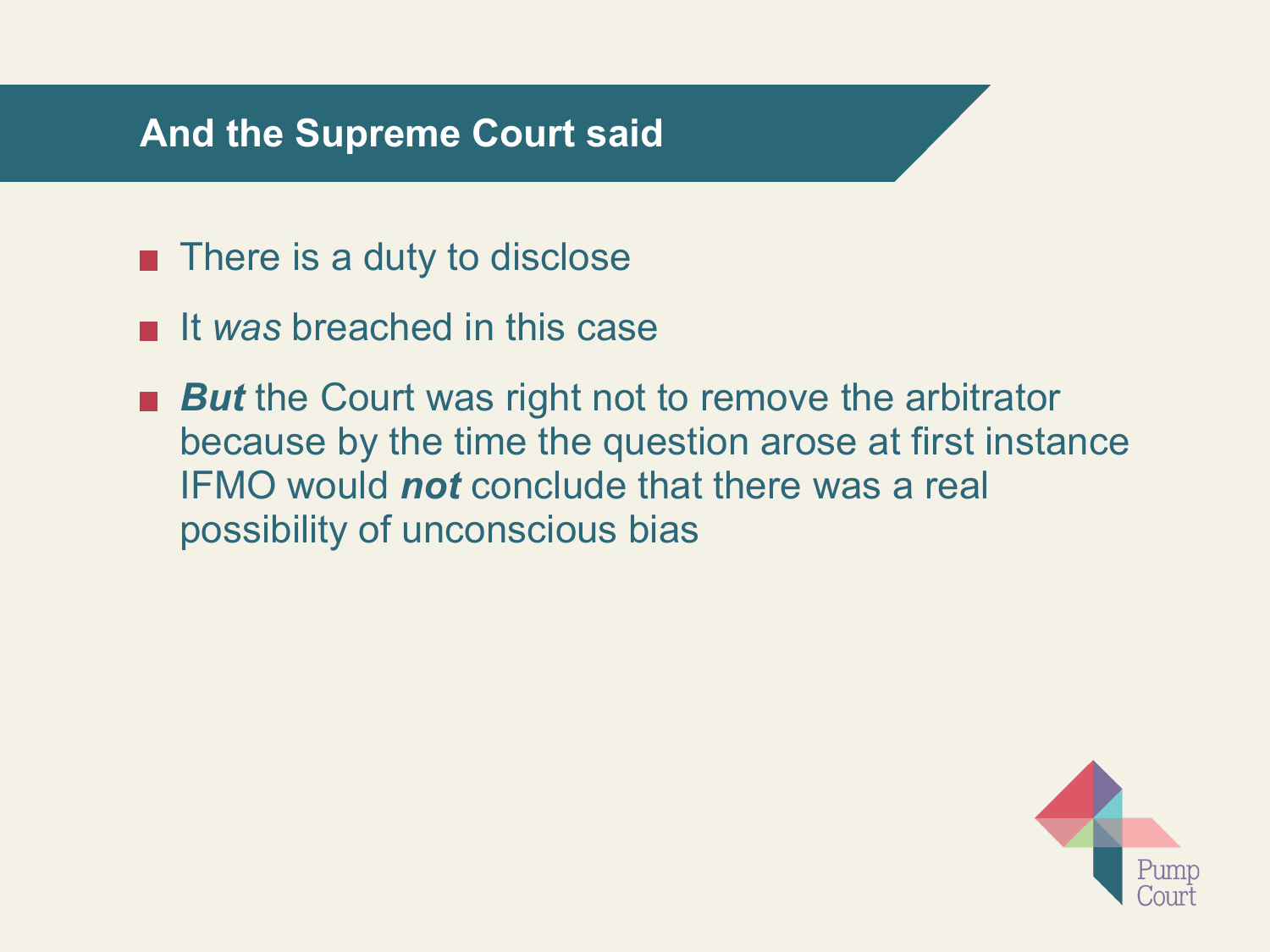## And the Supreme Court said

- There is a duty to disclose
- It *was* breached in this case
- ***But*** the Court was right not to remove the arbitrator because by the time the question arose at first instance IFMO would ***not*** conclude that there was a real possibility of unconscious bias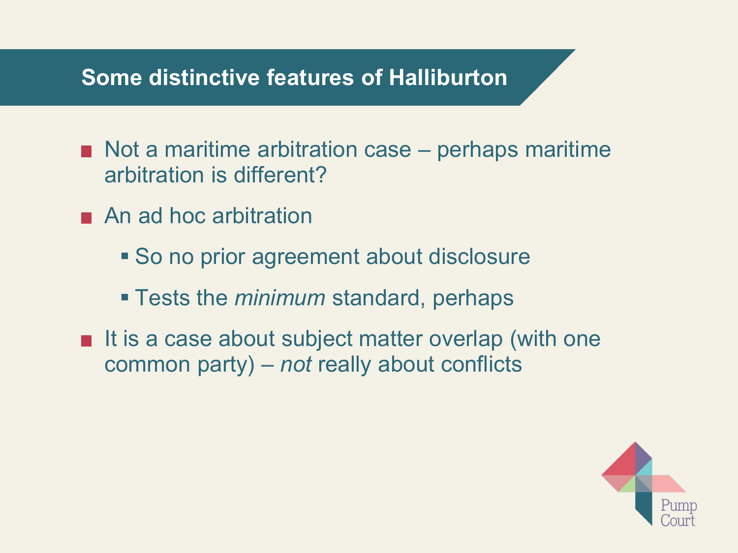## Some distinctive features of Halliburton

- Not a maritime arbitration case – perhaps maritime arbitration is different?
- An ad hoc arbitration
  - So no prior agreement about disclosure
  - Tests the *minimum* standard, perhaps
- It is a case about subject matter overlap (with one common party) – *not* really about conflicts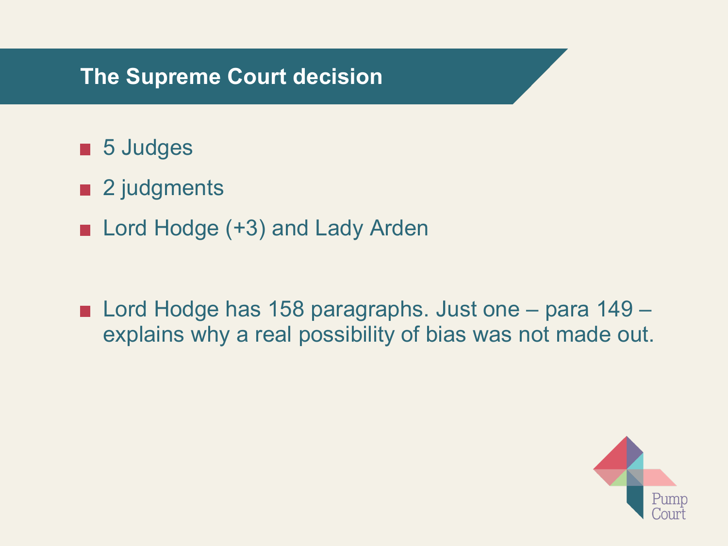## The Supreme Court decision

- 5 Judges
- 2 judgments
- Lord Hodge (+3) and Lady Arden

- Lord Hodge has 158 paragraphs. Just one – para 149 – explains why a real possibility of bias was not made out.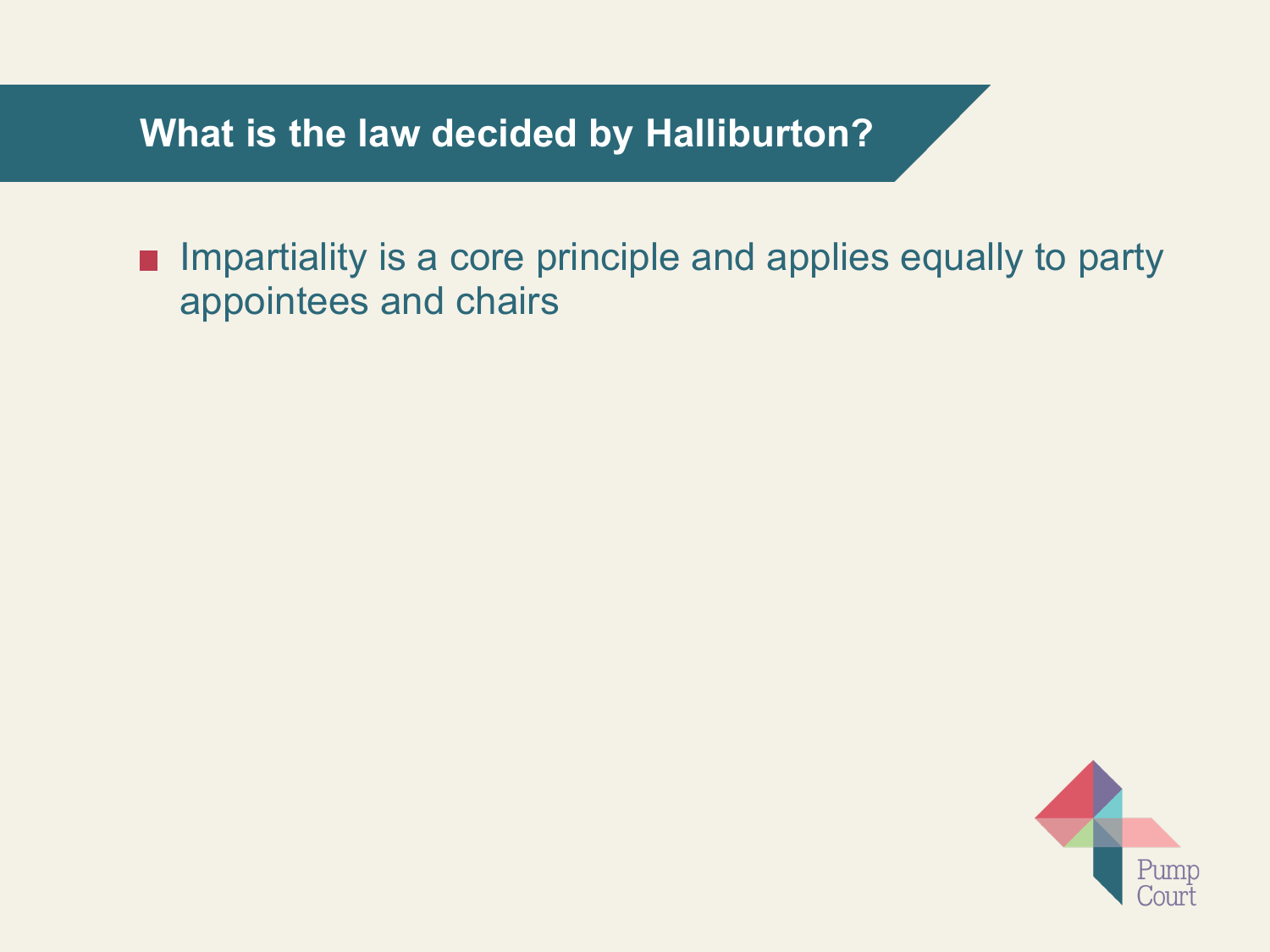## What is the law decided by Halliburton?

- Impartiality is a core principle and applies equally to party appointees and chairs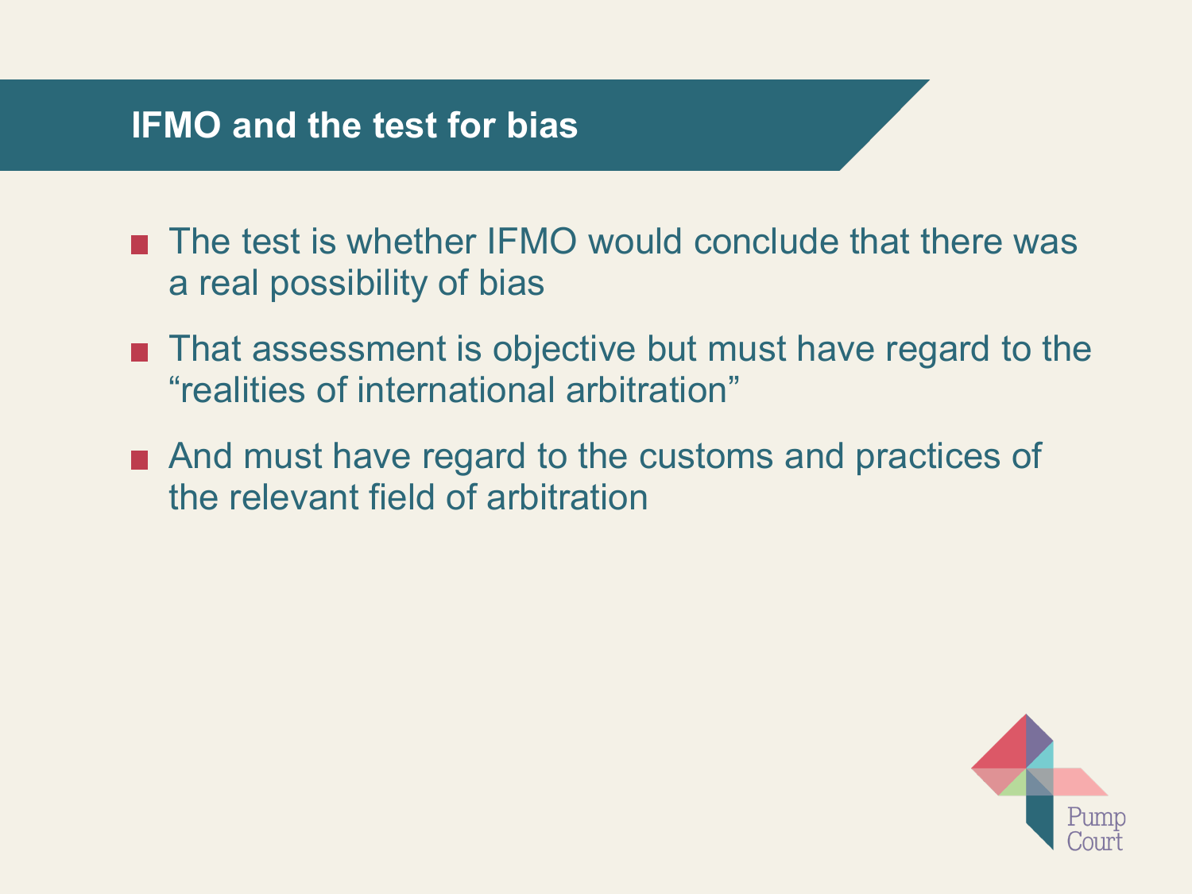## IFMO and the test for bias

- The test is whether IFMO would conclude that there was a real possibility of bias
- That assessment is objective but must have regard to the "realities of international arbitration"
- And must have regard to the customs and practices of the relevant field of arbitration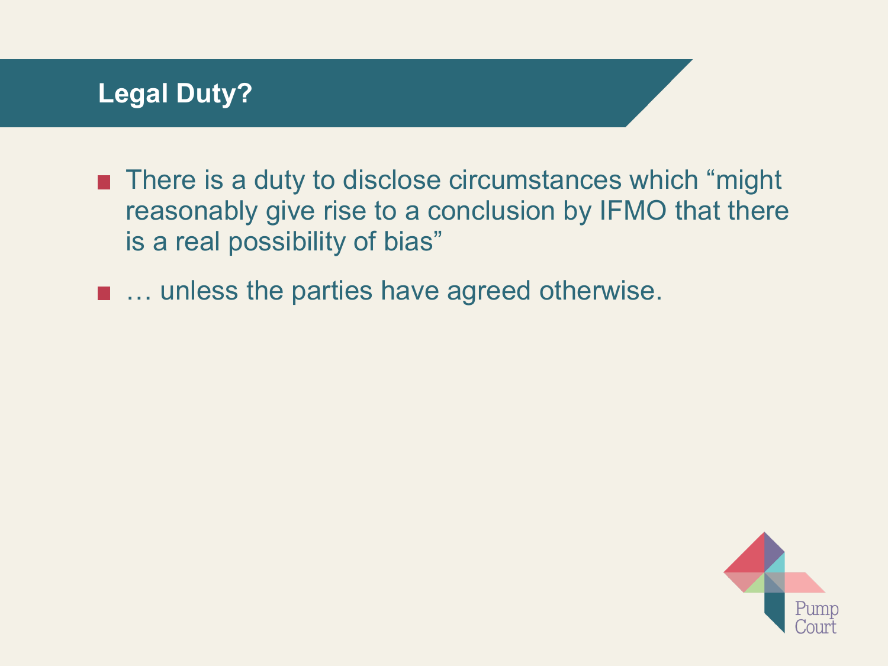## Legal Duty?

- There is a duty to disclose circumstances which "might reasonably give rise to a conclusion by IFMO that there is a real possibility of bias"
- … unless the parties have agreed otherwise.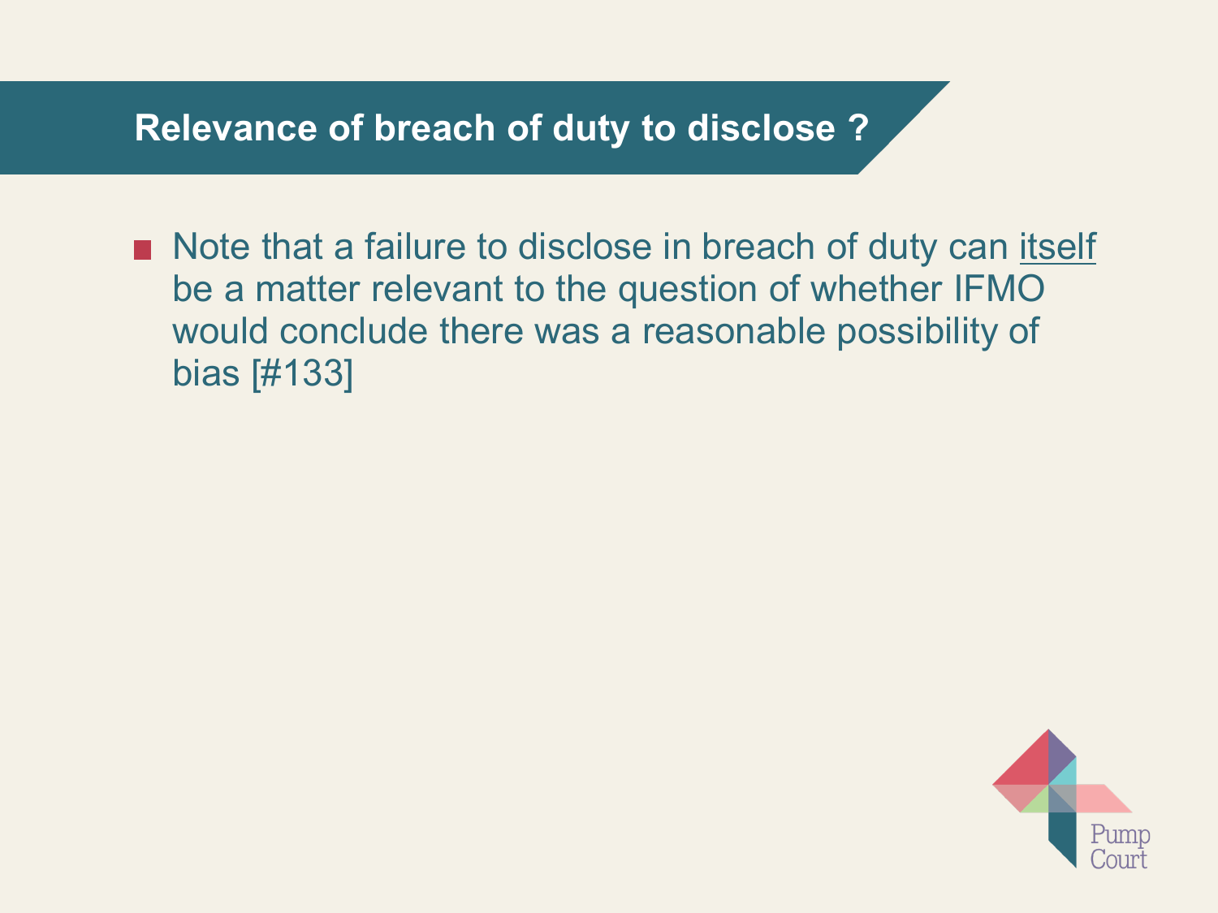## Relevance of breach of duty to disclose ?

- Note that a failure to disclose in breach of duty can <u>itself</u> be a matter relevant to the question of whether IFMO would conclude there was a reasonable possibility of bias [#133]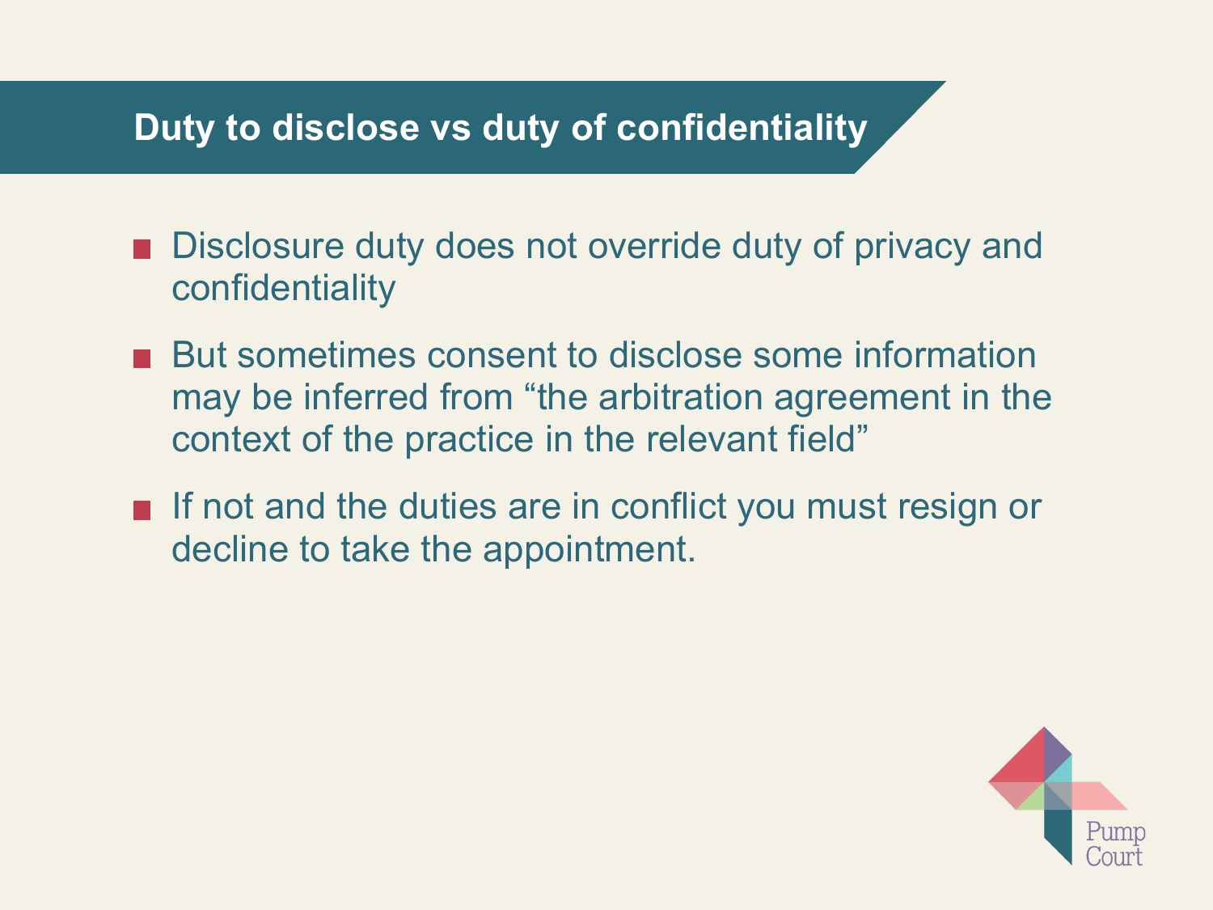## Duty to disclose vs duty of confidentiality

- Disclosure duty does not override duty of privacy and confidentiality
- But sometimes consent to disclose some information may be inferred from "the arbitration agreement in the context of the practice in the relevant field"
- If not and the duties are in conflict you must resign or decline to take the appointment.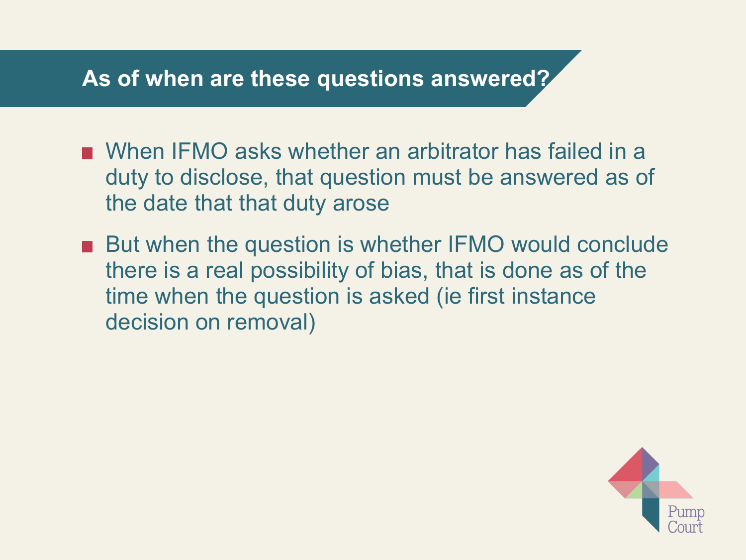## As of when are these questions answered?

- When IFMO asks whether an arbitrator has failed in a duty to disclose, that question must be answered as of the date that that duty arose
- But when the question is whether IFMO would conclude there is a real possibility of bias, that is done as of the time when the question is asked (ie first instance decision on removal)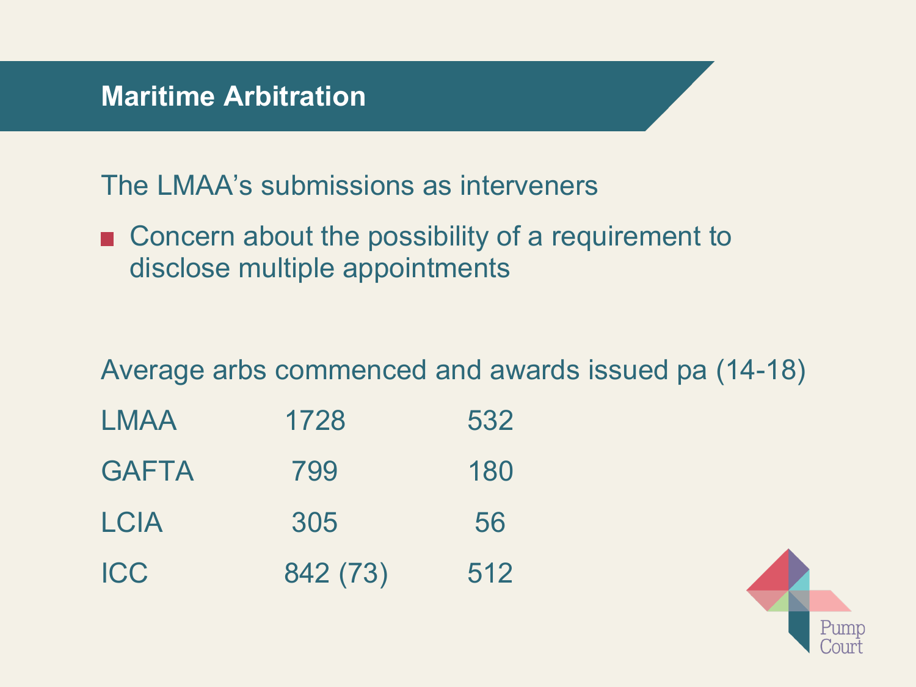## Maritime Arbitration

The LMAA's submissions as interveners

- Concern about the possibility of a requirement to disclose multiple appointments

Average arbs commenced and awards issued pa (14-18)

| | | |
|---|---|---|
| LMAA | 1728 | 532 |
| GAFTA | 799 | 180 |
| LCIA | 305 | 56 |
| ICC | 842 (73) | 512 |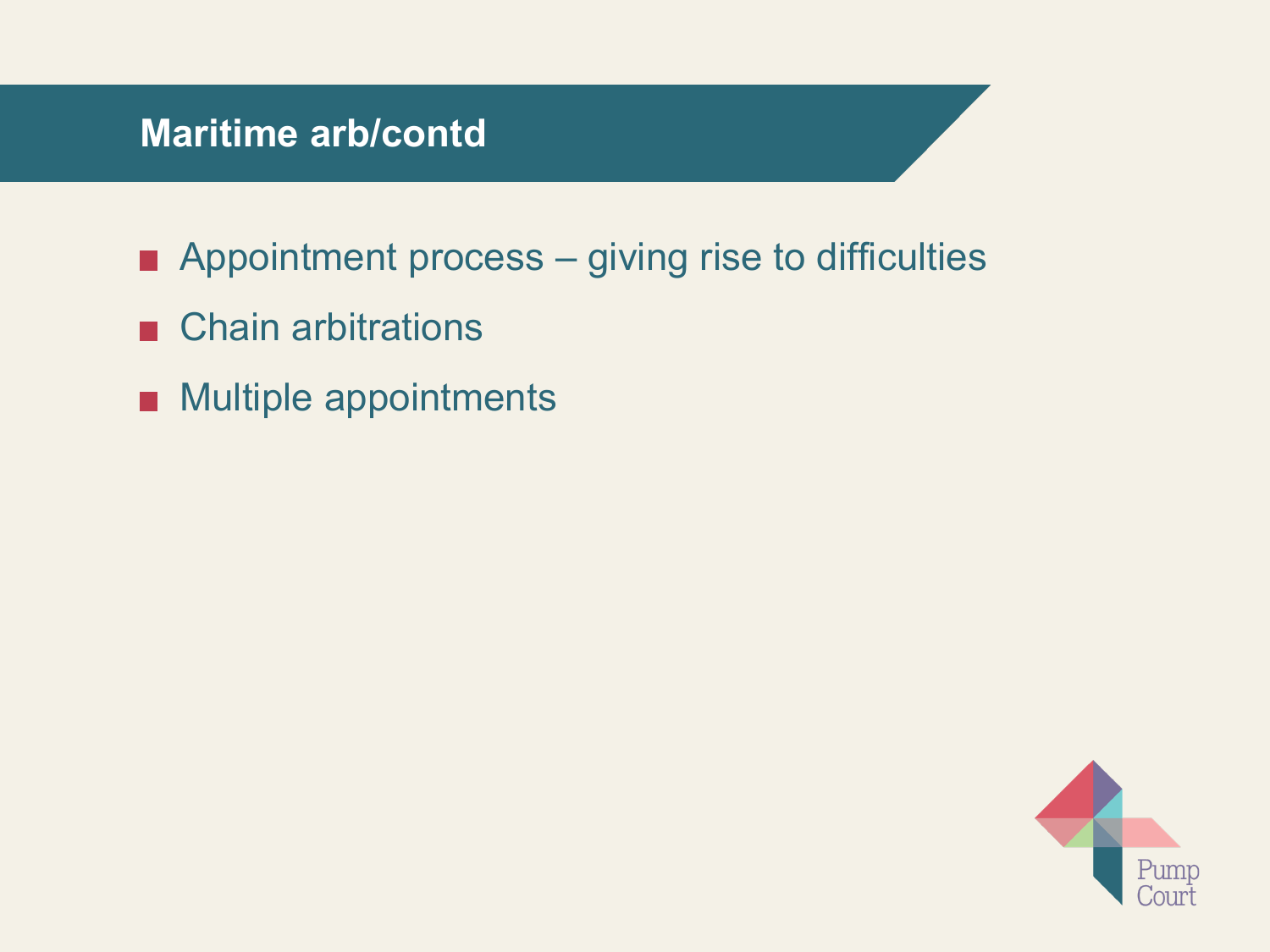## Maritime arb/contd

- Appointment process – giving rise to difficulties
- Chain arbitrations
- Multiple appointments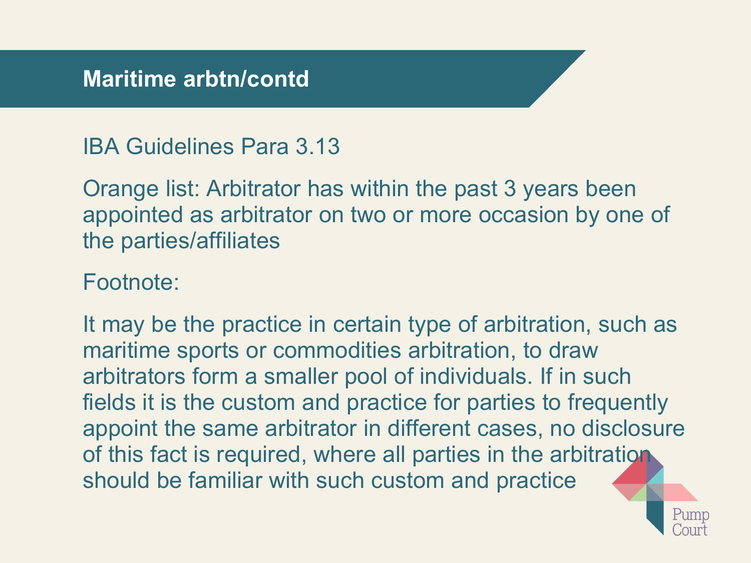# Maritime arbtn/contd

IBA Guidelines Para 3.13

Orange list: Arbitrator has within the past 3 years been appointed as arbitrator on two or more occasion by one of the parties/affiliates

Footnote:

It may be the practice in certain type of arbitration, such as maritime sports or commodities arbitration, to draw arbitrators form a smaller pool of individuals. If in such fields it is the custom and practice for parties to frequently appoint the same arbitrator in different cases, no disclosure of this fact is required, where all parties in the arbitration should be familiar with such custom and practice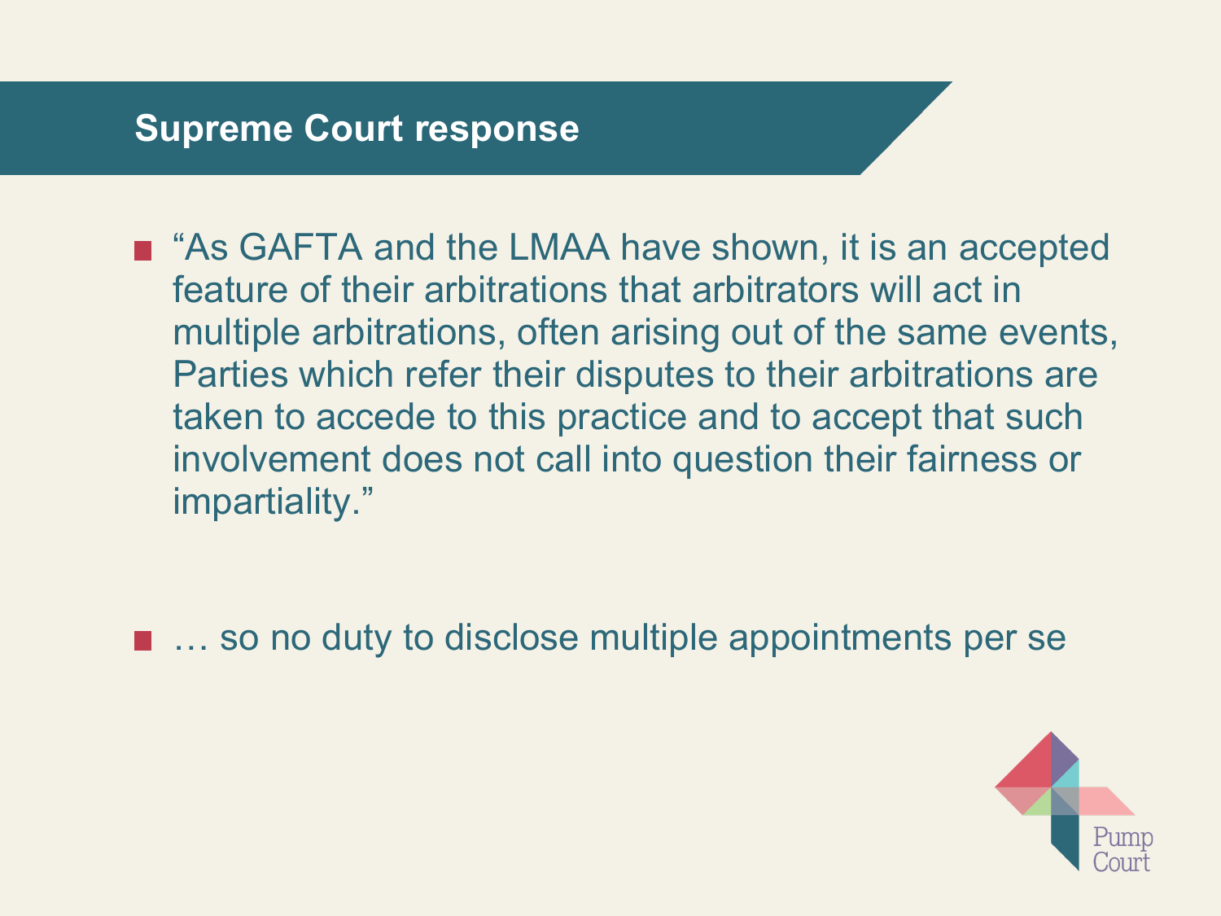## Supreme Court response

- "As GAFTA and the LMAA have shown, it is an accepted feature of their arbitrations that arbitrators will act in multiple arbitrations, often arising out of the same events, Parties which refer their disputes to their arbitrations are taken to accede to this practice and to accept that such involvement does not call into question their fairness or impartiality."

- … so no duty to disclose multiple appointments per se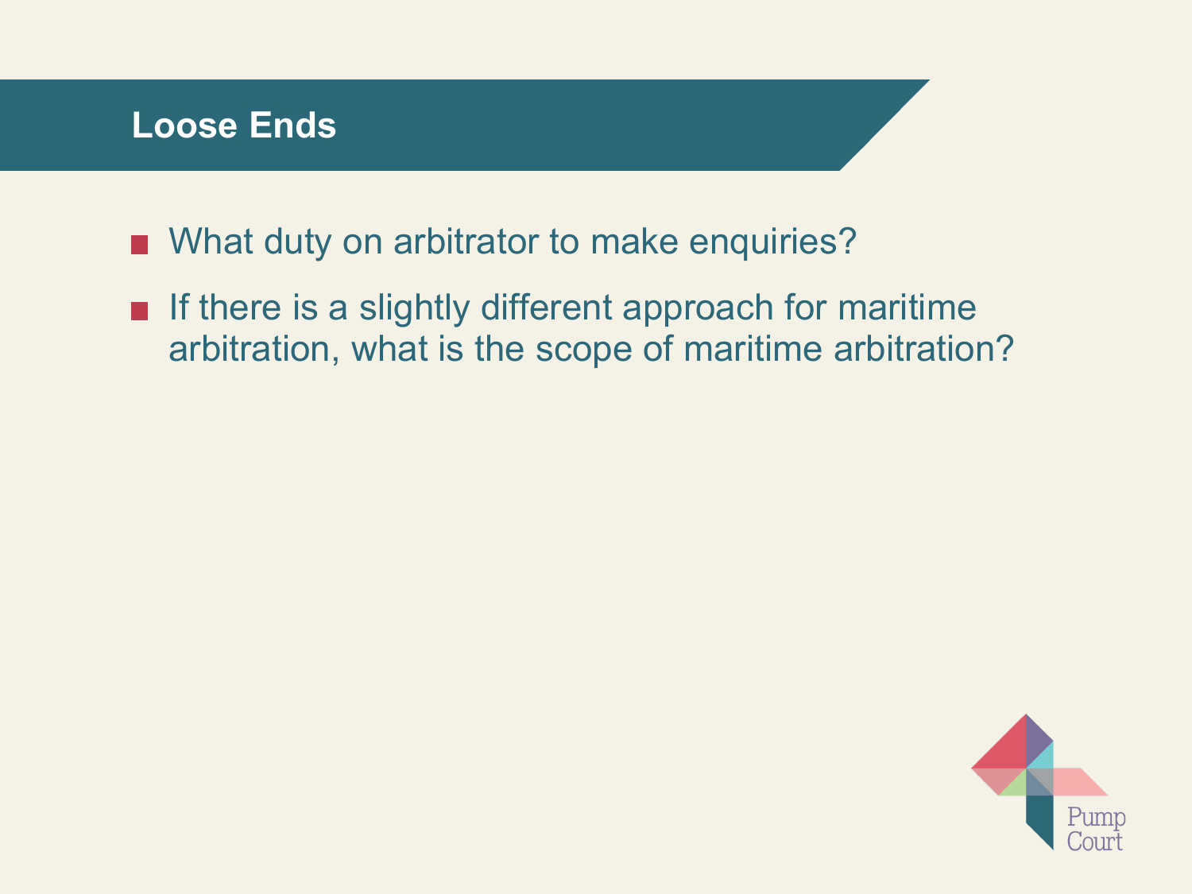## Loose Ends

- What duty on arbitrator to make enquiries?
- If there is a slightly different approach for maritime arbitration, what is the scope of maritime arbitration?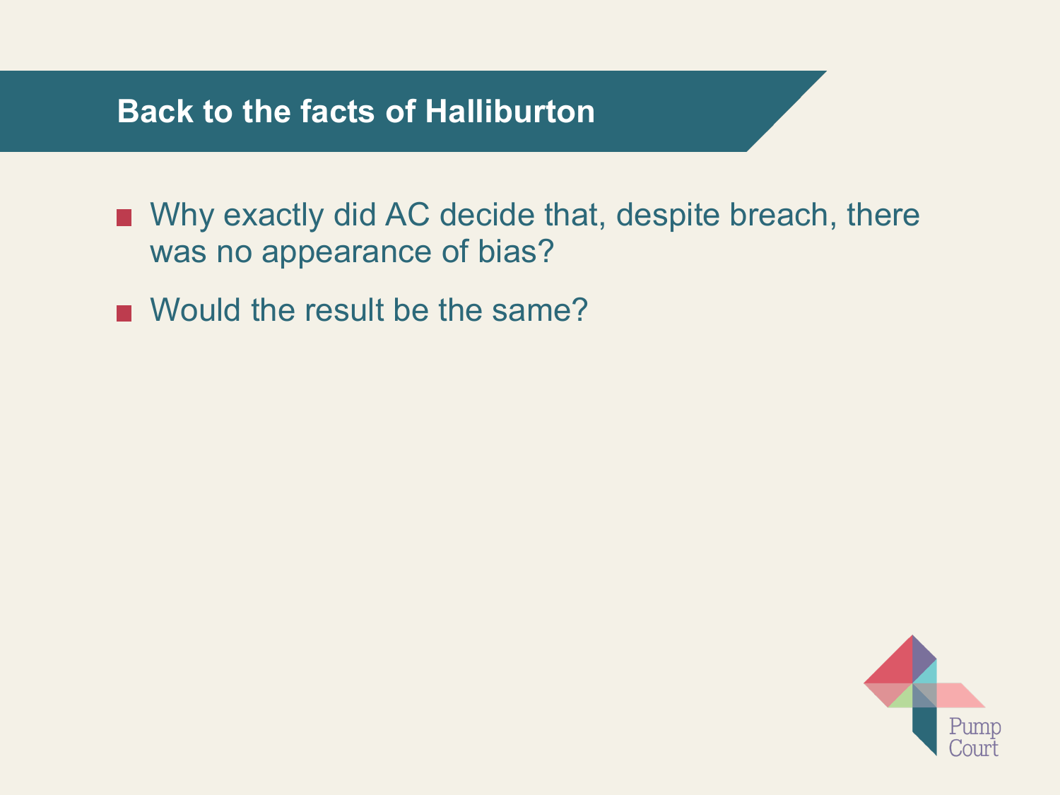## Back to the facts of Halliburton

- Why exactly did AC decide that, despite breach, there was no appearance of bias?
- Would the result be the same?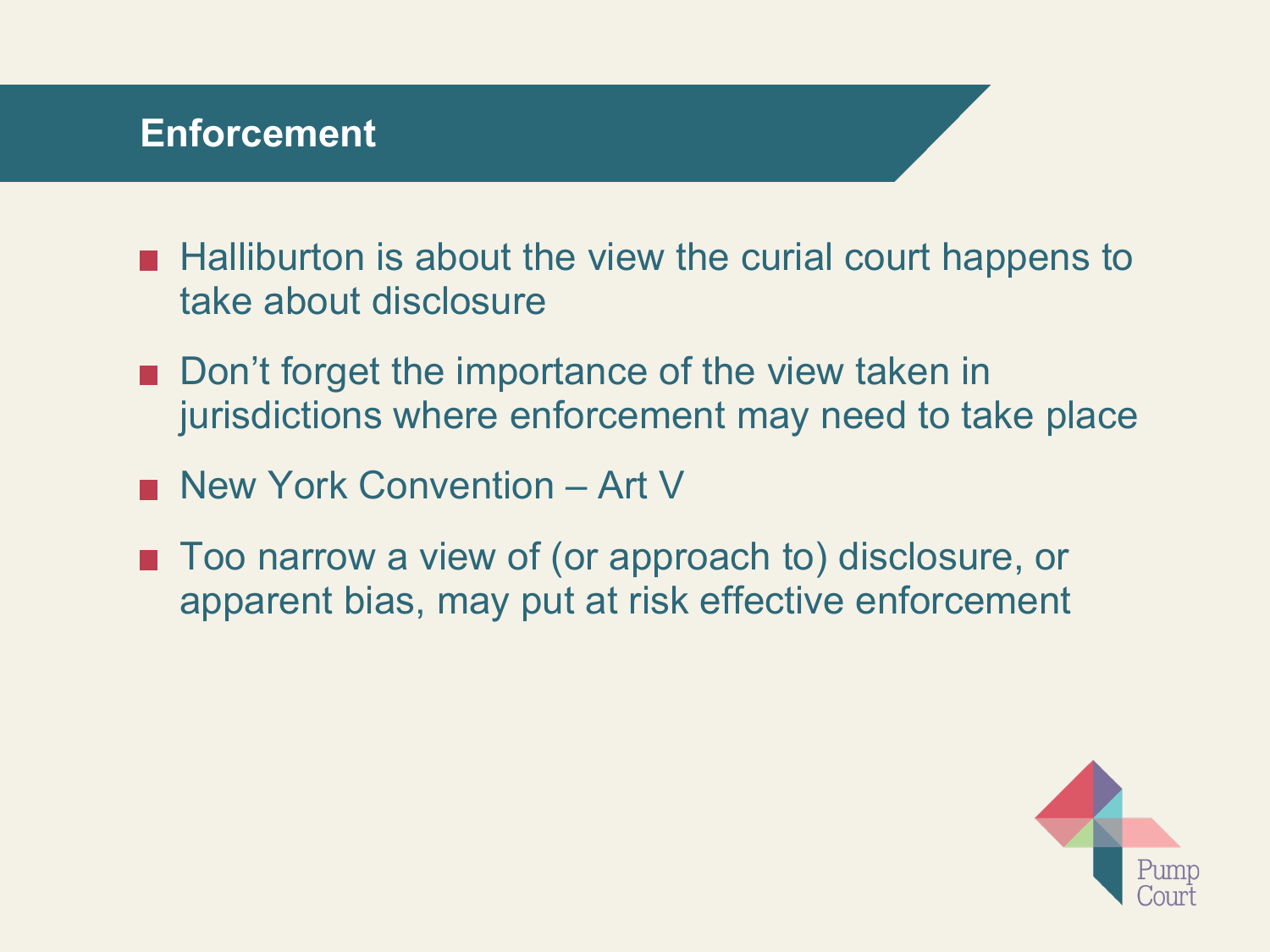## Enforcement

- Halliburton is about the view the curial court happens to take about disclosure
- Don’t forget the importance of the view taken in jurisdictions where enforcement may need to take place
- New York Convention – Art V
- Too narrow a view of (or approach to) disclosure, or apparent bias, may put at risk effective enforcement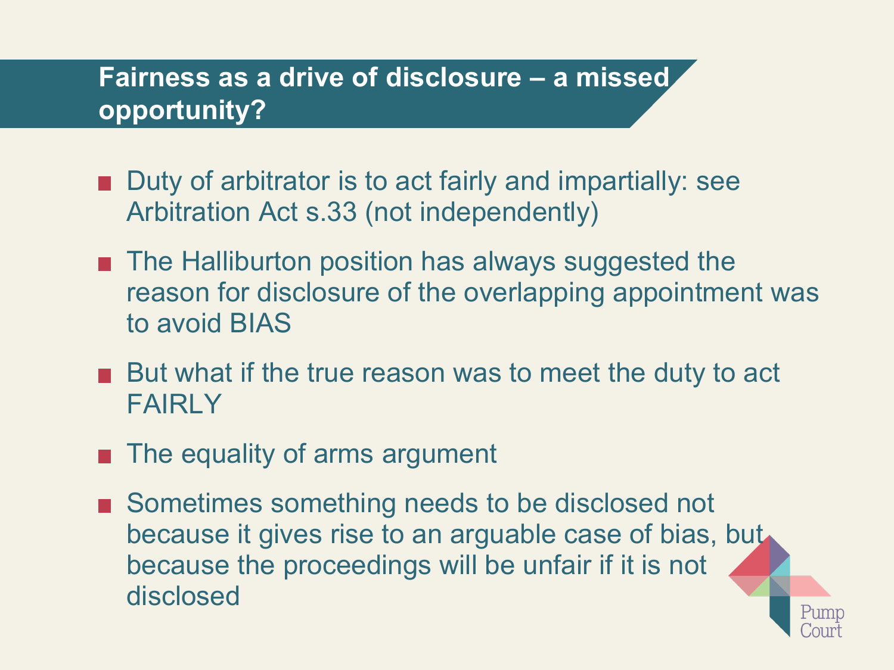## Fairness as a drive of disclosure – a missed opportunity?

- Duty of arbitrator is to act fairly and impartially: see Arbitration Act s.33 (not independently)
- The Halliburton position has always suggested the reason for disclosure of the overlapping appointment was to avoid BIAS
- But what if the true reason was to meet the duty to act FAIRLY
- The equality of arms argument
- Sometimes something needs to be disclosed not because it gives rise to an arguable case of bias, but because the proceedings will be unfair if it is not disclosed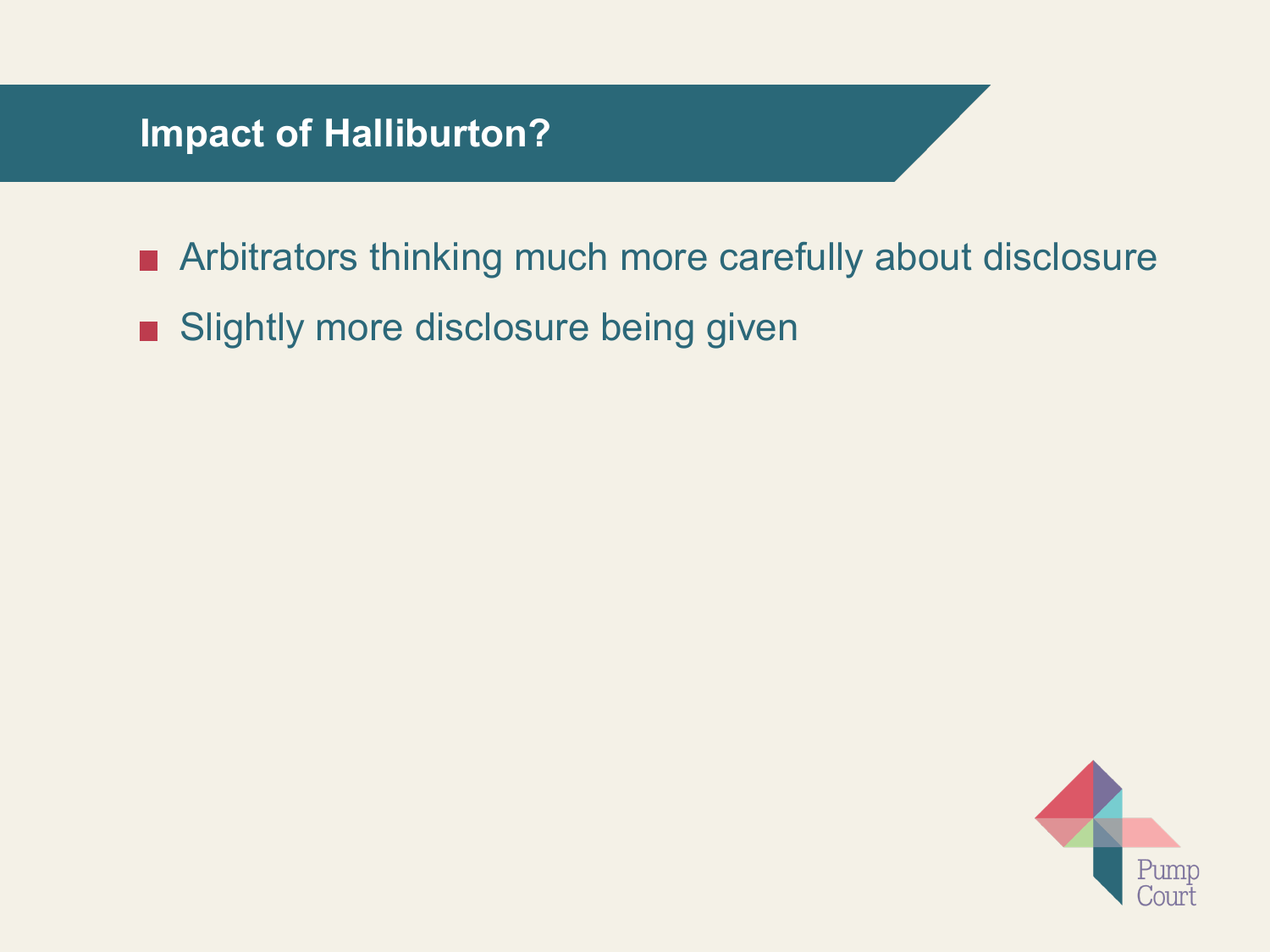## Impact of Halliburton?

- Arbitrators thinking much more carefully about disclosure
- Slightly more disclosure being given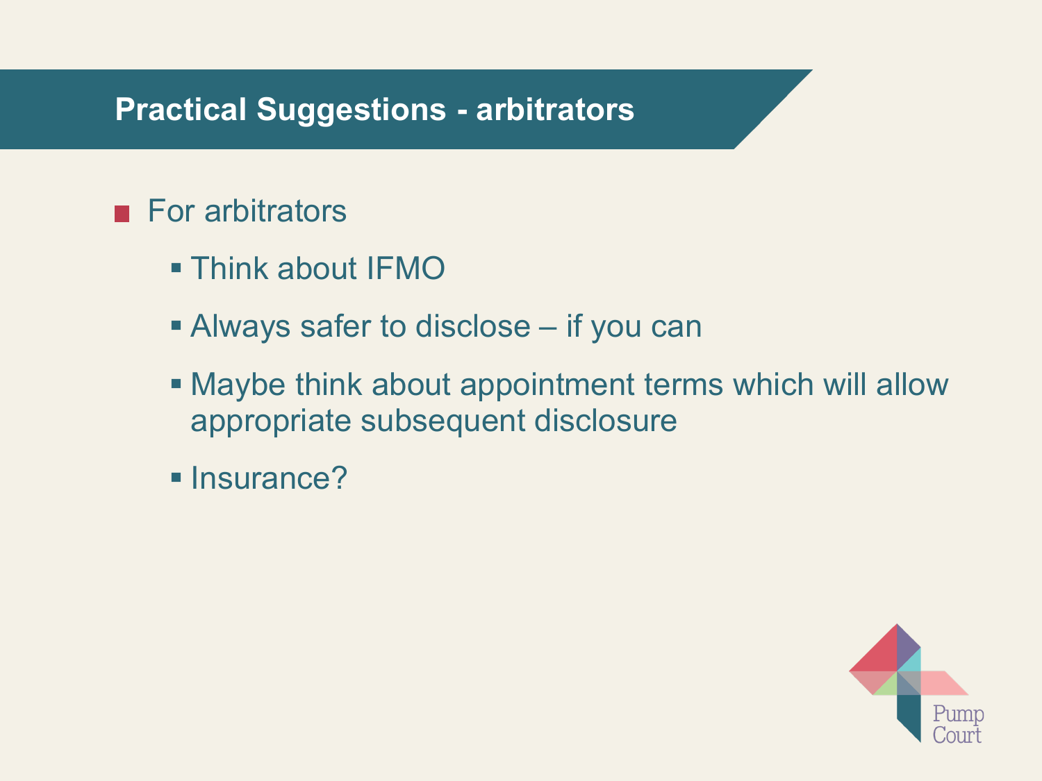## Practical Suggestions - arbitrators

- For arbitrators
  - Think about IFMO
  - Always safer to disclose – if you can
  - Maybe think about appointment terms which will allow appropriate subsequent disclosure
  - Insurance?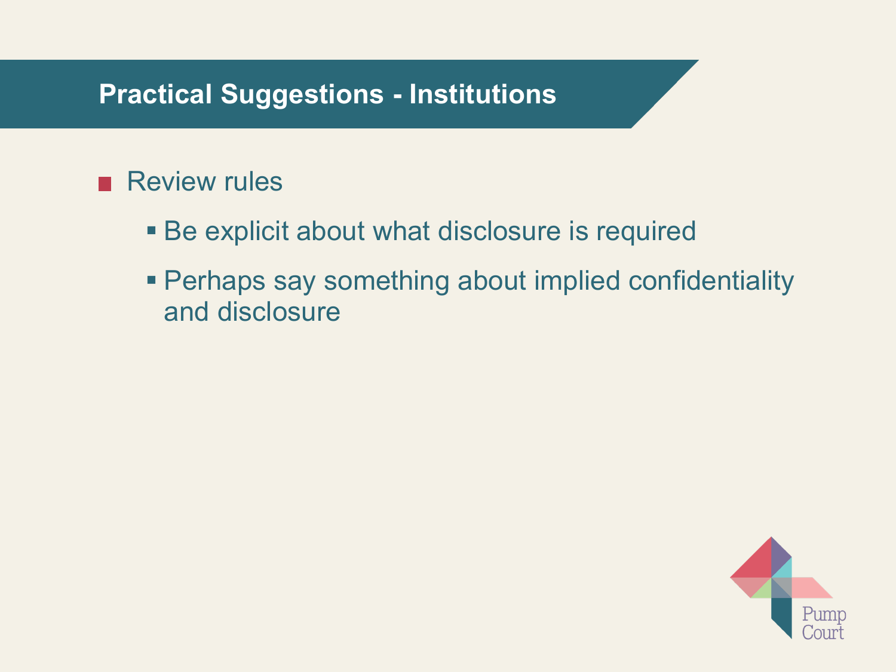## Practical Suggestions - Institutions

- Review rules
  - Be explicit about what disclosure is required
  - Perhaps say something about implied confidentiality and disclosure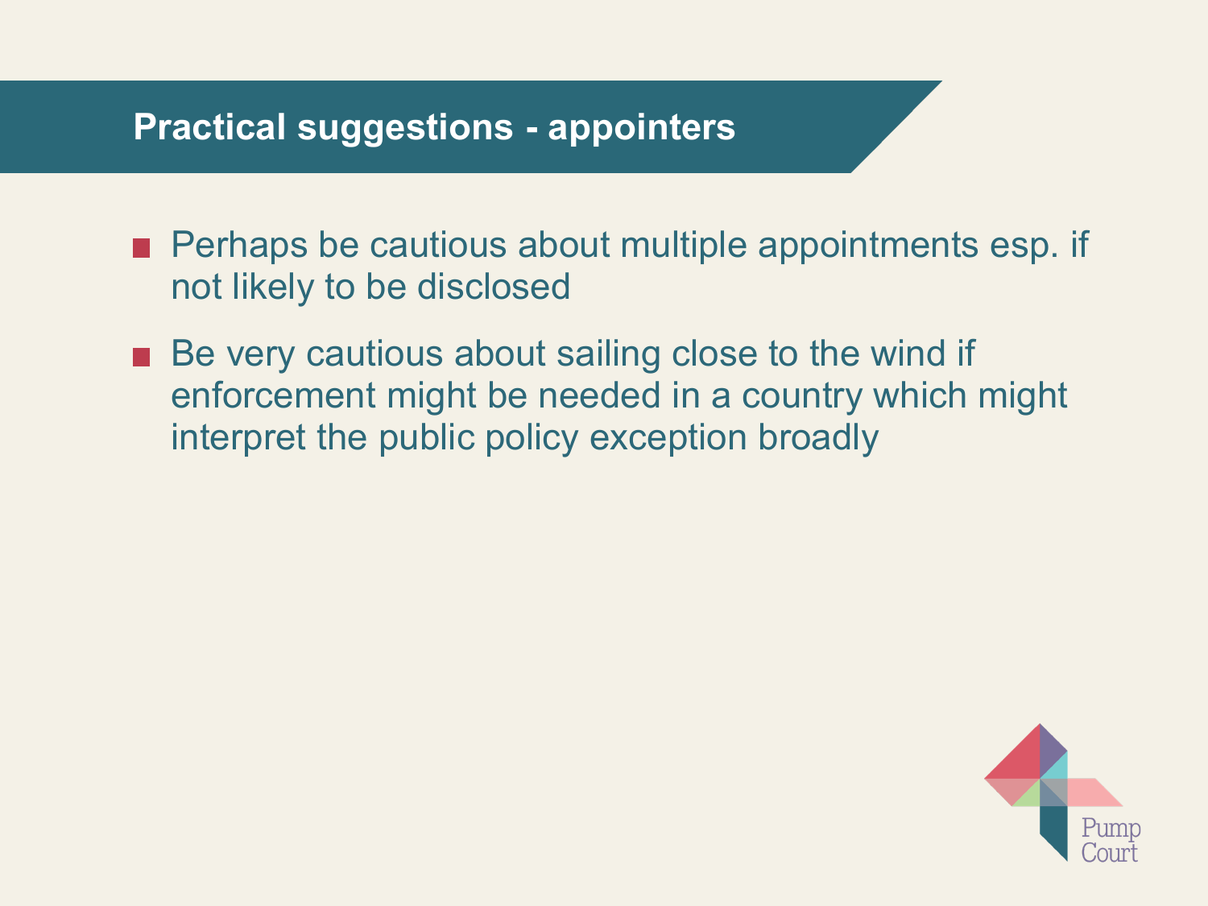## Practical suggestions - appointers

- Perhaps be cautious about multiple appointments esp. if not likely to be disclosed
- Be very cautious about sailing close to the wind if enforcement might be needed in a country which might interpret the public policy exception broadly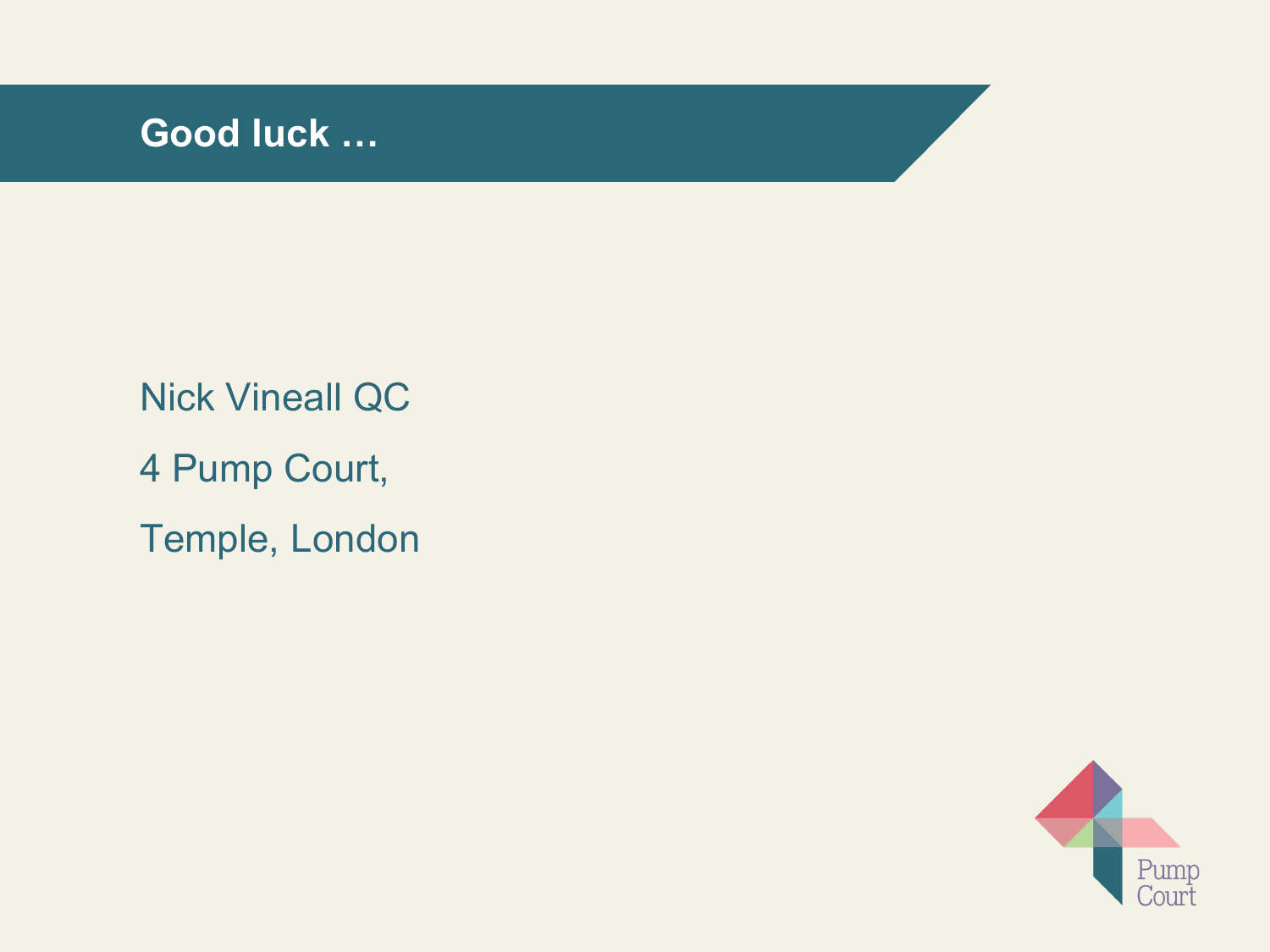# Good luck …

Nick Vineall QC

4 Pump Court,

Temple, London

Pump Court